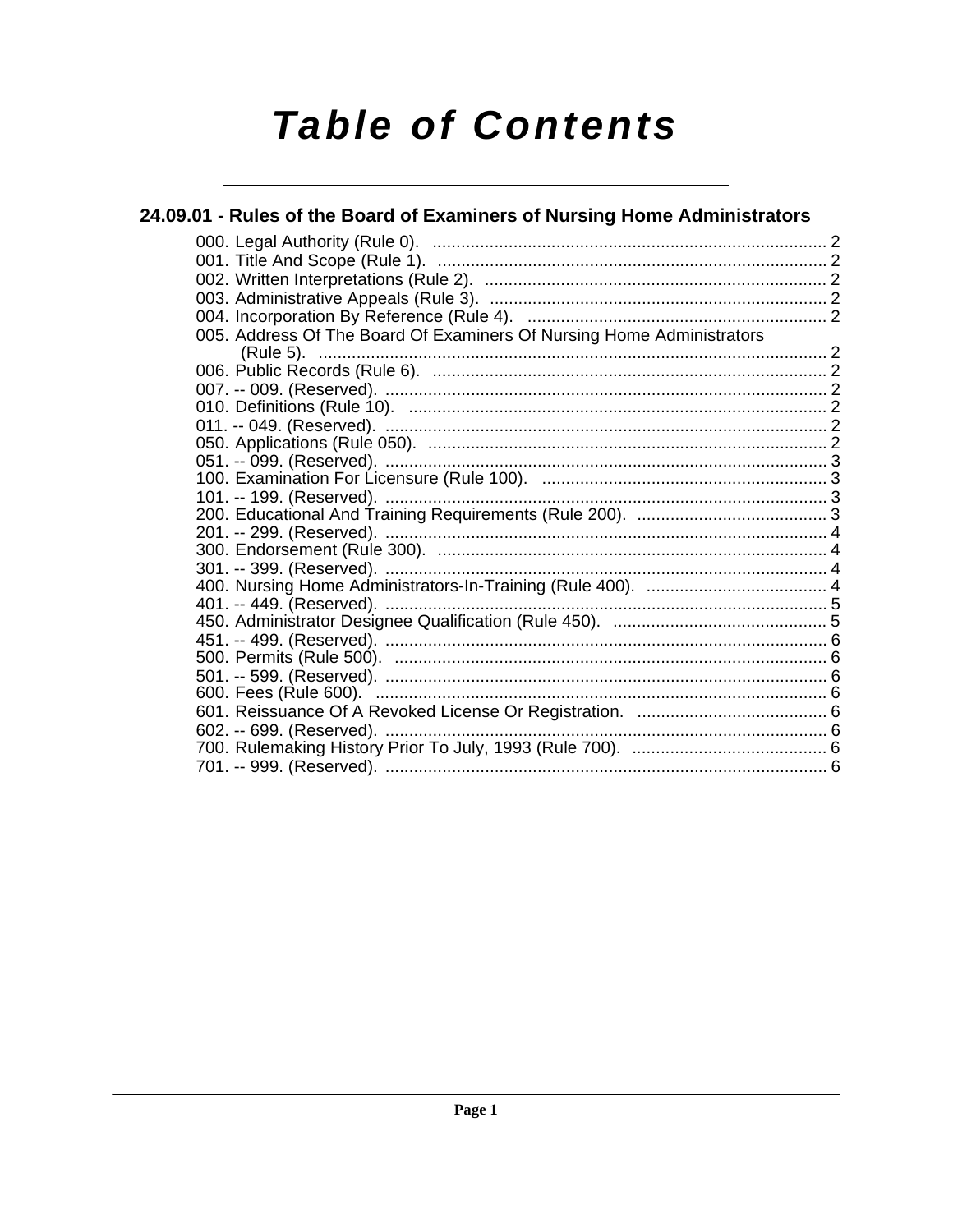# Table of Contents

## 24.09.01 - Rules of the Board of Examiners of Nursing Home Administrators

000. Legal Authority (Rule 0). .......... 2
001. Title And Scope (Rule 1). .......... 2
002. Written Interpretations (Rule 2). .......... 2
003. Administrative Appeals (Rule 3). .......... 2
004. Incorporation By Reference (Rule 4). .......... 2
005. Address Of The Board Of Examiners Of Nursing Home Administrators (Rule 5). .......... 2
006. Public Records (Rule 6). .......... 2
007. -- 009. (Reserved). .......... 2
010. Definitions (Rule 10). .......... 2
011. -- 049. (Reserved). .......... 2
050. Applications (Rule 050). .......... 2
051. -- 099. (Reserved). .......... 3
100. Examination For Licensure (Rule 100). .......... 3
101. -- 199. (Reserved). .......... 3
200. Educational And Training Requirements (Rule 200). .......... 3
201. -- 299. (Reserved). .......... 4
300. Endorsement (Rule 300). .......... 4
301. -- 399. (Reserved). .......... 4
400. Nursing Home Administrators-In-Training (Rule 400). .......... 4
401. -- 449. (Reserved). .......... 5
450. Administrator Designee Qualification (Rule 450). .......... 5
451. -- 499. (Reserved). .......... 6
500. Permits (Rule 500). .......... 6
501. -- 599. (Reserved). .......... 6
600. Fees (Rule 600). .......... 6
601. Reissuance Of A Revoked License Or Registration. .......... 6
602. -- 699. (Reserved). .......... 6
700. Rulemaking History Prior To July, 1993 (Rule 700). .......... 6
701. -- 999. (Reserved). .......... 6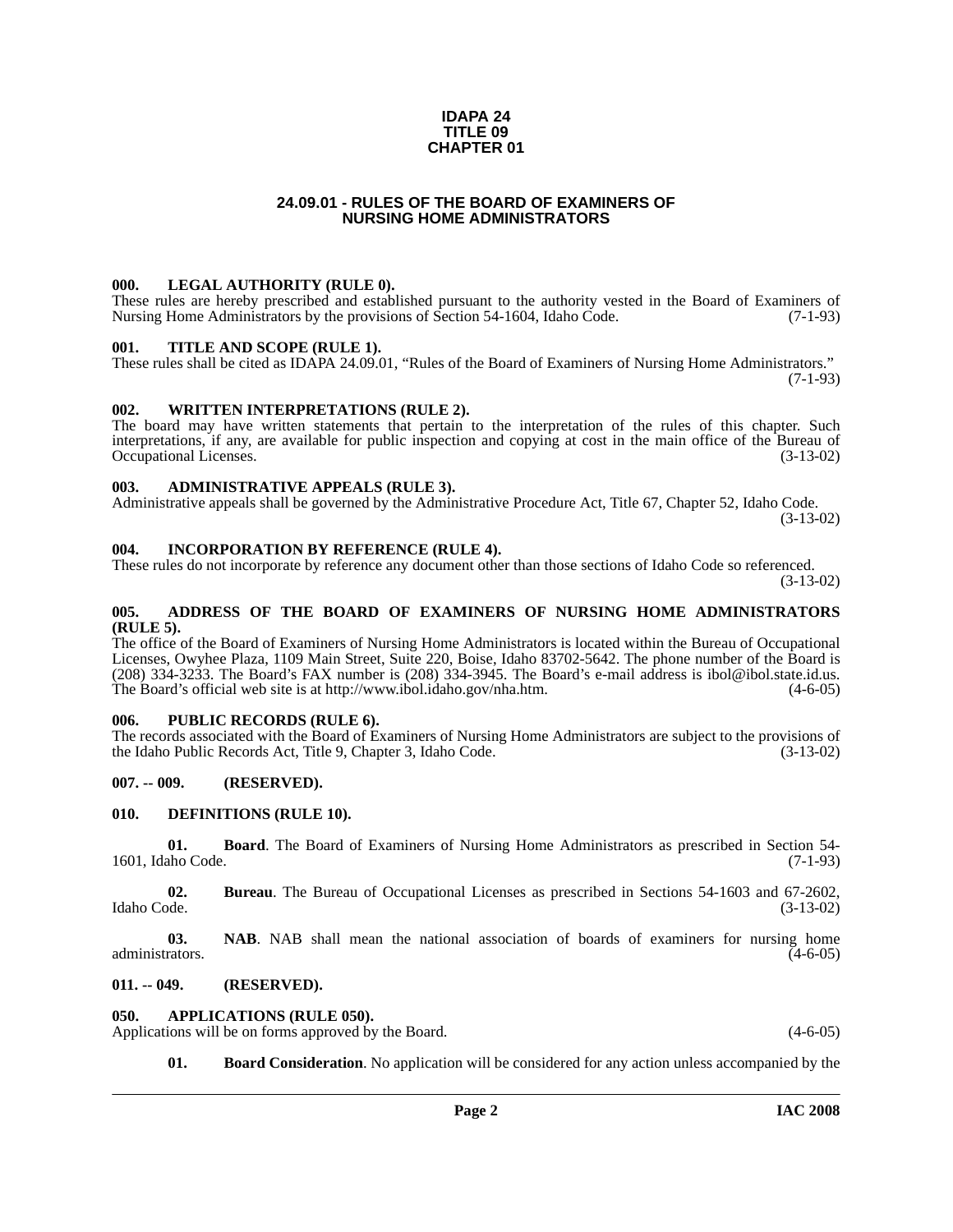**IDAPA 24**
**TITLE 09**
**CHAPTER 01**

# 24.09.01 - RULES OF THE BOARD OF EXAMINERS OF NURSING HOME ADMINISTRATORS

### 000. LEGAL AUTHORITY (RULE 0).

These rules are hereby prescribed and established pursuant to the authority vested in the Board of Examiners of Nursing Home Administrators by the provisions of Section 54-1604, Idaho Code. (7-1-93)

### 001. TITLE AND SCOPE (RULE 1).

These rules shall be cited as IDAPA 24.09.01, "Rules of the Board of Examiners of Nursing Home Administrators." (7-1-93)

### 002. WRITTEN INTERPRETATIONS (RULE 2).

The board may have written statements that pertain to the interpretation of the rules of this chapter. Such interpretations, if any, are available for public inspection and copying at cost in the main office of the Bureau of Occupational Licenses. (3-13-02)

### 003. ADMINISTRATIVE APPEALS (RULE 3).

Administrative appeals shall be governed by the Administrative Procedure Act, Title 67, Chapter 52, Idaho Code. (3-13-02)

### 004. INCORPORATION BY REFERENCE (RULE 4).

These rules do not incorporate by reference any document other than those sections of Idaho Code so referenced. (3-13-02)

### 005. ADDRESS OF THE BOARD OF EXAMINERS OF NURSING HOME ADMINISTRATORS (RULE 5).

The office of the Board of Examiners of Nursing Home Administrators is located within the Bureau of Occupational Licenses, Owyhee Plaza, 1109 Main Street, Suite 220, Boise, Idaho 83702-5642. The phone number of the Board is (208) 334-3233. The Board's FAX number is (208) 334-3945. The Board's e-mail address is ibol@ibol.state.id.us. The Board's official web site is at http://www.ibol.idaho.gov/nha.htm. (4-6-05)

### 006. PUBLIC RECORDS (RULE 6).

The records associated with the Board of Examiners of Nursing Home Administrators are subject to the provisions of the Idaho Public Records Act, Title 9, Chapter 3, Idaho Code. (3-13-02)

### 007. -- 009. (RESERVED).

### 010. DEFINITIONS (RULE 10).

**01. Board**. The Board of Examiners of Nursing Home Administrators as prescribed in Section 54-1601, Idaho Code. (7-1-93)

**02. Bureau**. The Bureau of Occupational Licenses as prescribed in Sections 54-1603 and 67-2602, Idaho Code. (3-13-02)

**03. NAB**. NAB shall mean the national association of boards of examiners for nursing home administrators. (4-6-05)

### 011. -- 049. (RESERVED).

### 050. APPLICATIONS (RULE 050).

Applications will be on forms approved by the Board. (4-6-05)

**01. Board Consideration**. No application will be considered for any action unless accompanied by the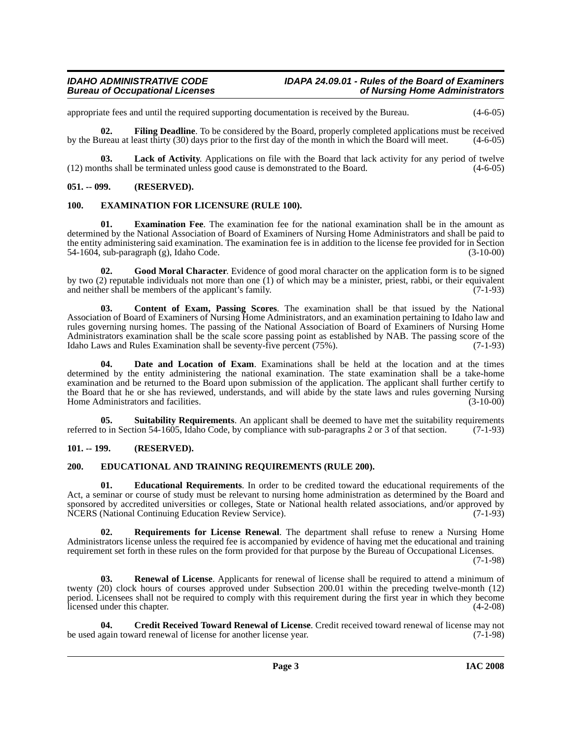appropriate fees and until the required supporting documentation is received by the Bureau. (4-6-05)

**02. Filing Deadline**. To be considered by the Board, properly completed applications must be received by the Bureau at least thirty (30) days prior to the first day of the month in which the Board will meet. (4-6-05)

**03. Lack of Activity**. Applications on file with the Board that lack activity for any period of twelve (12) months shall be terminated unless good cause is demonstrated to the Board. (4-6-05)

## 051. -- 099. (RESERVED).

## 100. EXAMINATION FOR LICENSURE (RULE 100).

**01. Examination Fee**. The examination fee for the national examination shall be in the amount as determined by the National Association of Board of Examiners of Nursing Home Administrators and shall be paid to the entity administering said examination. The examination fee is in addition to the license fee provided for in Section 54-1604, sub-paragraph (g), Idaho Code. (3-10-00)

**02. Good Moral Character**. Evidence of good moral character on the application form is to be signed by two (2) reputable individuals not more than one (1) of which may be a minister, priest, rabbi, or their equivalent and neither shall be members of the applicant's family. (7-1-93)

**03. Content of Exam, Passing Scores**. The examination shall be that issued by the National Association of Board of Examiners of Nursing Home Administrators, and an examination pertaining to Idaho law and rules governing nursing homes. The passing of the National Association of Board of Examiners of Nursing Home Administrators examination shall be the scale score passing point as established by NAB. The passing score of the Idaho Laws and Rules Examination shall be seventy-five percent (75%). (7-1-93)

**04. Date and Location of Exam**. Examinations shall be held at the location and at the times determined by the entity administering the national examination. The state examination shall be a take-home examination and be returned to the Board upon submission of the application. The applicant shall further certify to the Board that he or she has reviewed, understands, and will abide by the state laws and rules governing Nursing Home Administrators and facilities. (3-10-00)

**05. Suitability Requirements**. An applicant shall be deemed to have met the suitability requirements referred to in Section 54-1605, Idaho Code, by compliance with sub-paragraphs 2 or 3 of that section. (7-1-93)

## 101. -- 199. (RESERVED).

## 200. EDUCATIONAL AND TRAINING REQUIREMENTS (RULE 200).

**01. Educational Requirements**. In order to be credited toward the educational requirements of the Act, a seminar or course of study must be relevant to nursing home administration as determined by the Board and sponsored by accredited universities or colleges, State or National health related associations, and/or approved by NCERS (National Continuing Education Review Service). (7-1-93)

**02. Requirements for License Renewal**. The department shall refuse to renew a Nursing Home Administrators license unless the required fee is accompanied by evidence of having met the educational and training requirement set forth in these rules on the form provided for that purpose by the Bureau of Occupational Licenses. (7-1-98)

**03. Renewal of License**. Applicants for renewal of license shall be required to attend a minimum of twenty (20) clock hours of courses approved under Subsection 200.01 within the preceding twelve-month (12) period. Licensees shall not be required to comply with this requirement during the first year in which they become licensed under this chapter. (4-2-08)

**04. Credit Received Toward Renewal of License**. Credit received toward renewal of license may not be used again toward renewal of license for another license year. (7-1-98)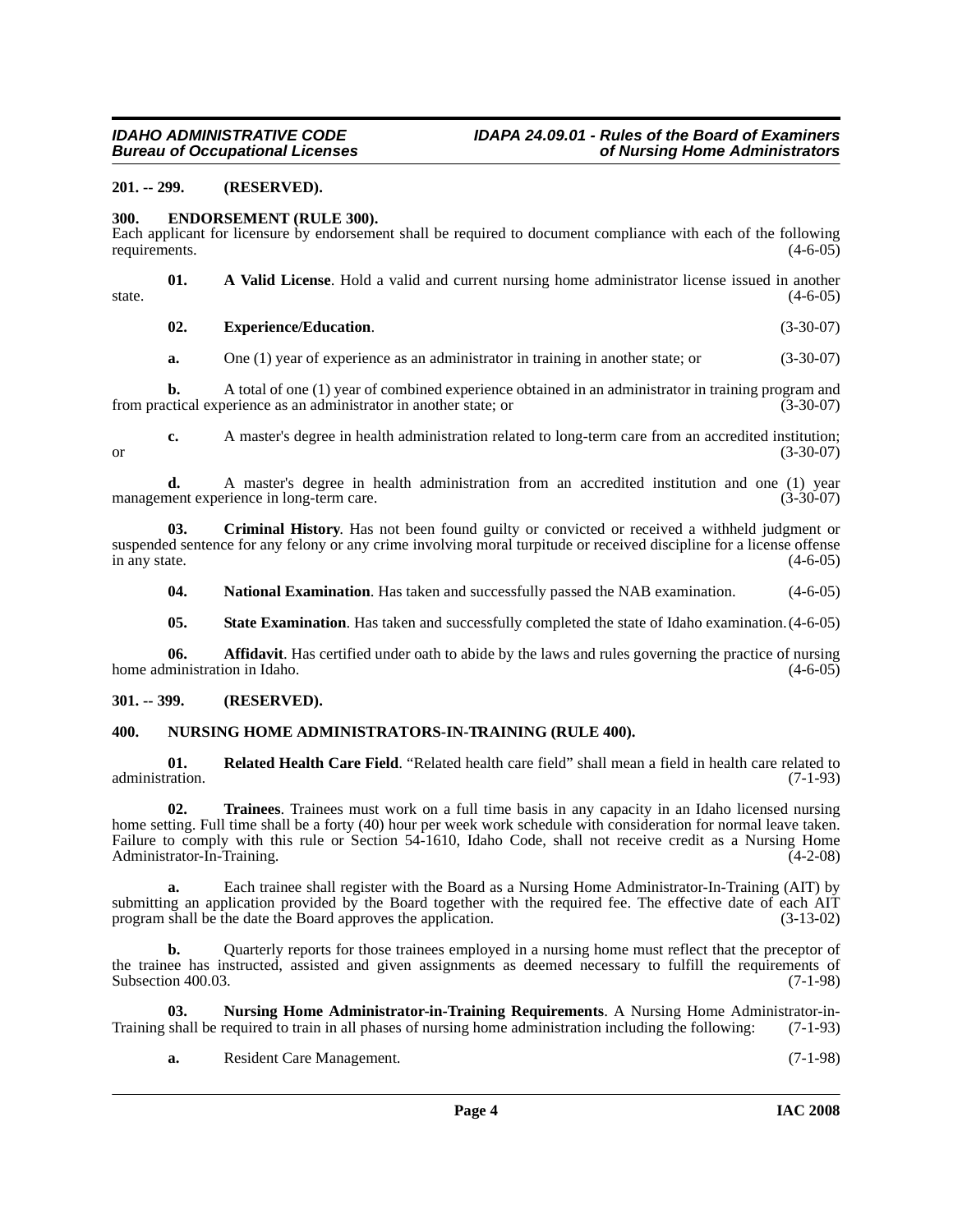### 201. -- 299. (RESERVED).

### 300. ENDORSEMENT (RULE 300).

Each applicant for licensure by endorsement shall be required to document compliance with each of the following requirements. (4-6-05)

**01. A Valid License**. Hold a valid and current nursing home administrator license issued in another state. (4-6-05)

**02. Experience/Education**. (3-30-07)

**a.** One (1) year of experience as an administrator in training in another state; or (3-30-07)

**b.** A total of one (1) year of combined experience obtained in an administrator in training program and from practical experience as an administrator in another state; or (3-30-07)

**c.** A master's degree in health administration related to long-term care from an accredited institution; or (3-30-07)

**d.** A master's degree in health administration from an accredited institution and one (1) year management experience in long-term care. (3-30-07)

**03. Criminal History**. Has not been found guilty or convicted or received a withheld judgment or suspended sentence for any felony or any crime involving moral turpitude or received discipline for a license offense in any state. (4-6-05)

**04. National Examination**. Has taken and successfully passed the NAB examination. (4-6-05)

**05. State Examination**. Has taken and successfully completed the state of Idaho examination. (4-6-05)

**06. Affidavit**. Has certified under oath to abide by the laws and rules governing the practice of nursing home administration in Idaho. (4-6-05)

### 301. -- 399. (RESERVED).

### 400. NURSING HOME ADMINISTRATORS-IN-TRAINING (RULE 400).

**01. Related Health Care Field**. "Related health care field" shall mean a field in health care related to administration. (7-1-93)

**02. Trainees**. Trainees must work on a full time basis in any capacity in an Idaho licensed nursing home setting. Full time shall be a forty (40) hour per week work schedule with consideration for normal leave taken. Failure to comply with this rule or Section 54-1610, Idaho Code, shall not receive credit as a Nursing Home Administrator-In-Training. (4-2-08)

**a.** Each trainee shall register with the Board as a Nursing Home Administrator-In-Training (AIT) by submitting an application provided by the Board together with the required fee. The effective date of each AIT program shall be the date the Board approves the application. (3-13-02)

**b.** Quarterly reports for those trainees employed in a nursing home must reflect that the preceptor of the trainee has instructed, assisted and given assignments as deemed necessary to fulfill the requirements of Subsection 400.03. (7-1-98)

**03. Nursing Home Administrator-in-Training Requirements**. A Nursing Home Administrator-in-Training shall be required to train in all phases of nursing home administration including the following: (7-1-93)

**a.** Resident Care Management. (7-1-98)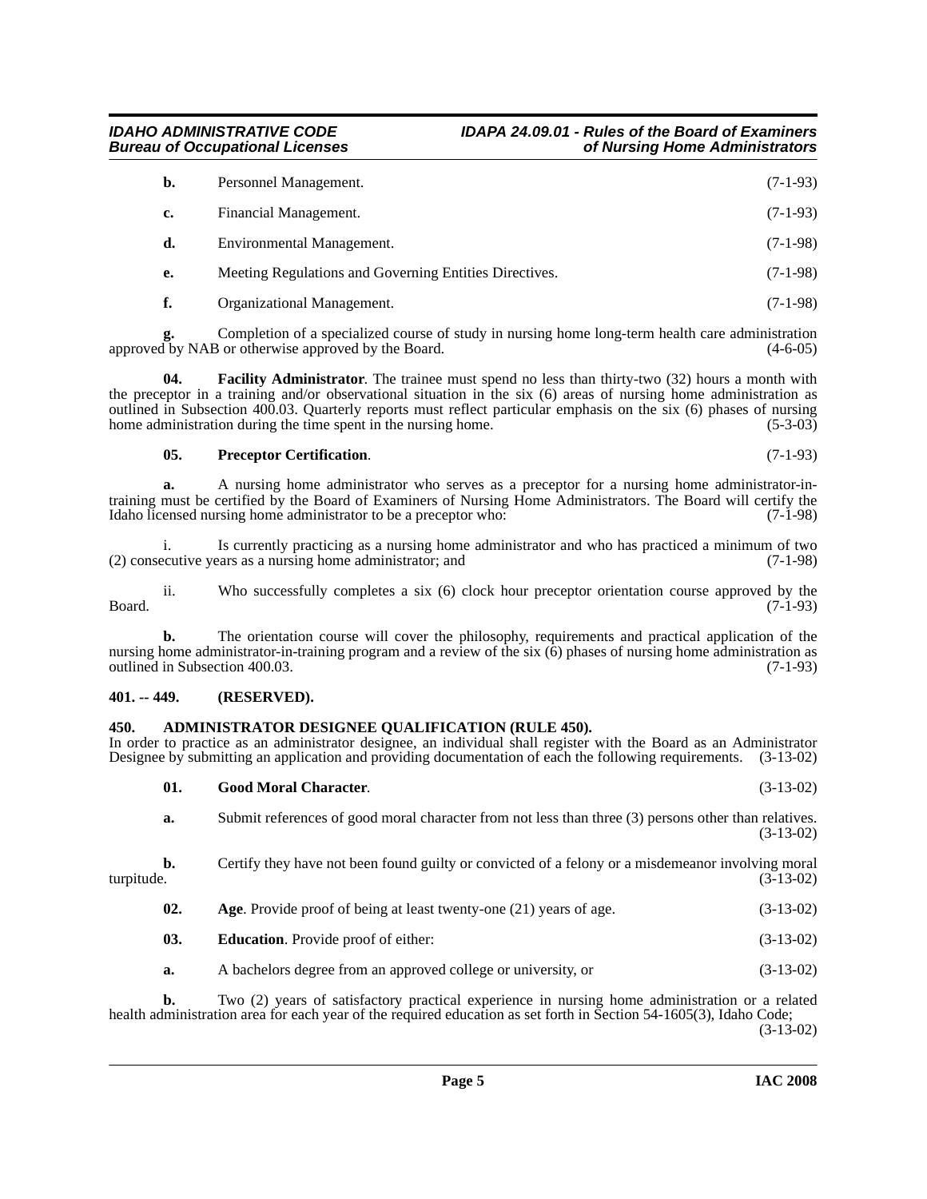**b.** Personnel Management. (7-1-93)

**c.** Financial Management. (7-1-93)

**d.** Environmental Management. (7-1-98)

**e.** Meeting Regulations and Governing Entities Directives. (7-1-98)

**f.** Organizational Management. (7-1-98)

**g.** Completion of a specialized course of study in nursing home long-term health care administration approved by NAB or otherwise approved by the Board. (4-6-05)

**04. Facility Administrator**. The trainee must spend no less than thirty-two (32) hours a month with the preceptor in a training and/or observational situation in the six (6) areas of nursing home administration as outlined in Subsection 400.03. Quarterly reports must reflect particular emphasis on the six (6) phases of nursing home administration during the time spent in the nursing home. (5-3-03)

**05. Preceptor Certification**. (7-1-93)

**a.** A nursing home administrator who serves as a preceptor for a nursing home administrator-in-training must be certified by the Board of Examiners of Nursing Home Administrators. The Board will certify the Idaho licensed nursing home administrator to be a preceptor who: (7-1-98)

i. Is currently practicing as a nursing home administrator and who has practiced a minimum of two (2) consecutive years as a nursing home administrator; and (7-1-98)

ii. Who successfully completes a six (6) clock hour preceptor orientation course approved by the Board. (7-1-93)

**b.** The orientation course will cover the philosophy, requirements and practical application of the nursing home administrator-in-training program and a review of the six (6) phases of nursing home administration as outlined in Subsection 400.03. (7-1-93)

### 401. -- 449. (RESERVED).

### 450. ADMINISTRATOR DESIGNEE QUALIFICATION (RULE 450).

In order to practice as an administrator designee, an individual shall register with the Board as an Administrator Designee by submitting an application and providing documentation of each the following requirements. (3-13-02)

**01. Good Moral Character**. (3-13-02)

**a.** Submit references of good moral character from not less than three (3) persons other than relatives. (3-13-02)

**b.** Certify they have not been found guilty or convicted of a felony or a misdemeanor involving moral turpitude. (3-13-02)

**02. Age**. Provide proof of being at least twenty-one (21) years of age. (3-13-02)

**03. Education**. Provide proof of either: (3-13-02)

**a.** A bachelors degree from an approved college or university, or (3-13-02)

**b.** Two (2) years of satisfactory practical experience in nursing home administration or a related health administration area for each year of the required education as set forth in Section 54-1605(3), Idaho Code; (3-13-02)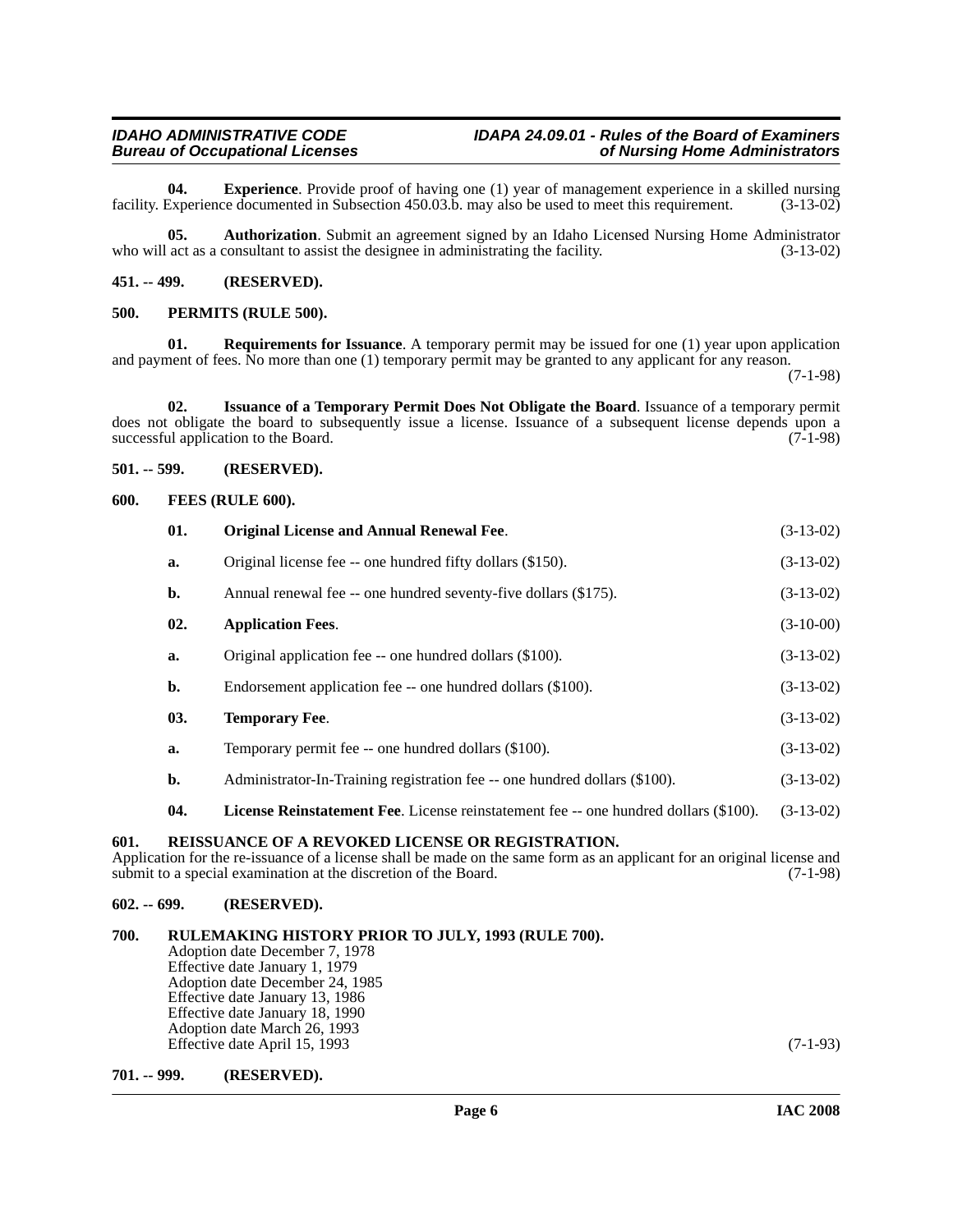**04. Experience**. Provide proof of having one (1) year of management experience in a skilled nursing facility. Experience documented in Subsection 450.03.b. may also be used to meet this requirement. (3-13-02)

**05. Authorization**. Submit an agreement signed by an Idaho Licensed Nursing Home Administrator who will act as a consultant to assist the designee in administrating the facility. (3-13-02)

## 451. -- 499. (RESERVED).

## 500. PERMITS (RULE 500).

**01. Requirements for Issuance**. A temporary permit may be issued for one (1) year upon application and payment of fees. No more than one (1) temporary permit may be granted to any applicant for any reason. (7-1-98)

**02. Issuance of a Temporary Permit Does Not Obligate the Board**. Issuance of a temporary permit does not obligate the board to subsequently issue a license. Issuance of a subsequent license depends upon a successful application to the Board. (7-1-98)

## 501. -- 599. (RESERVED).

## 600. FEES (RULE 600).

**01. Original License and Annual Renewal Fee**. (3-13-02)

a. Original license fee -- one hundred fifty dollars ($150). (3-13-02)

b. Annual renewal fee -- one hundred seventy-five dollars ($175). (3-13-02)

**02. Application Fees**. (3-10-00)

a. Original application fee -- one hundred dollars ($100). (3-13-02)

b. Endorsement application fee -- one hundred dollars ($100). (3-13-02)

**03. Temporary Fee**. (3-13-02)

a. Temporary permit fee -- one hundred dollars ($100). (3-13-02)

b. Administrator-In-Training registration fee -- one hundred dollars ($100). (3-13-02)

**04. License Reinstatement Fee**. License reinstatement fee -- one hundred dollars ($100). (3-13-02)

## 601. REISSUANCE OF A REVOKED LICENSE OR REGISTRATION.

Application for the re-issuance of a license shall be made on the same form as an applicant for an original license and submit to a special examination at the discretion of the Board. (7-1-98)

## 602. -- 699. (RESERVED).

## 700. RULEMAKING HISTORY PRIOR TO JULY, 1993 (RULE 700).

Adoption date December 7, 1978
Effective date January 1, 1979
Adoption date December 24, 1985
Effective date January 13, 1986
Effective date January 18, 1990
Adoption date March 26, 1993
Effective date April 15, 1993 (7-1-93)

## 701. -- 999. (RESERVED).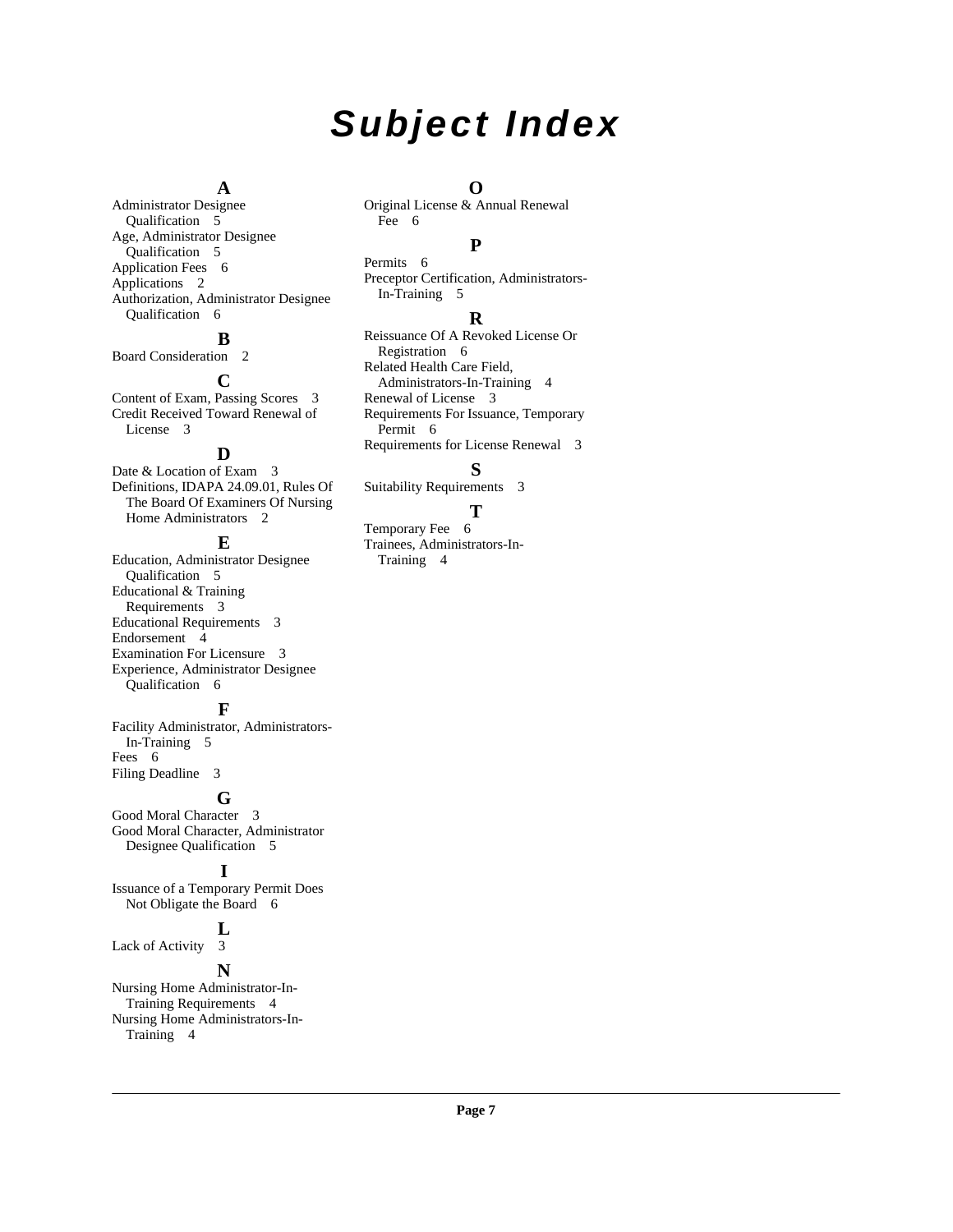# Subject Index

## A

Administrator Designee Qualification 5
Age, Administrator Designee Qualification 5
Application Fees 6
Applications 2
Authorization, Administrator Designee Qualification 6

## B

Board Consideration 2

## C

Content of Exam, Passing Scores 3
Credit Received Toward Renewal of License 3

## D

Date & Location of Exam 3
Definitions, IDAPA 24.09.01, Rules Of The Board Of Examiners Of Nursing Home Administrators 2

## E

Education, Administrator Designee Qualification 5
Educational & Training Requirements 3
Educational Requirements 3
Endorsement 4
Examination For Licensure 3
Experience, Administrator Designee Qualification 6

## F

Facility Administrator, Administrators-In-Training 5
Fees 6
Filing Deadline 3

## G

Good Moral Character 3
Good Moral Character, Administrator Designee Qualification 5

## I

Issuance of a Temporary Permit Does Not Obligate the Board 6

## L

Lack of Activity 3

## N

Nursing Home Administrator-In-Training Requirements 4
Nursing Home Administrators-In-Training 4

## O

Original License & Annual Renewal Fee 6

## P

Permits 6
Preceptor Certification, Administrators-In-Training 5

## R

Reissuance Of A Revoked License Or Registration 6
Related Health Care Field, Administrators-In-Training 4
Renewal of License 3
Requirements For Issuance, Temporary Permit 6
Requirements for License Renewal 3

## S

Suitability Requirements 3

## T

Temporary Fee 6
Trainees, Administrators-In-Training 4